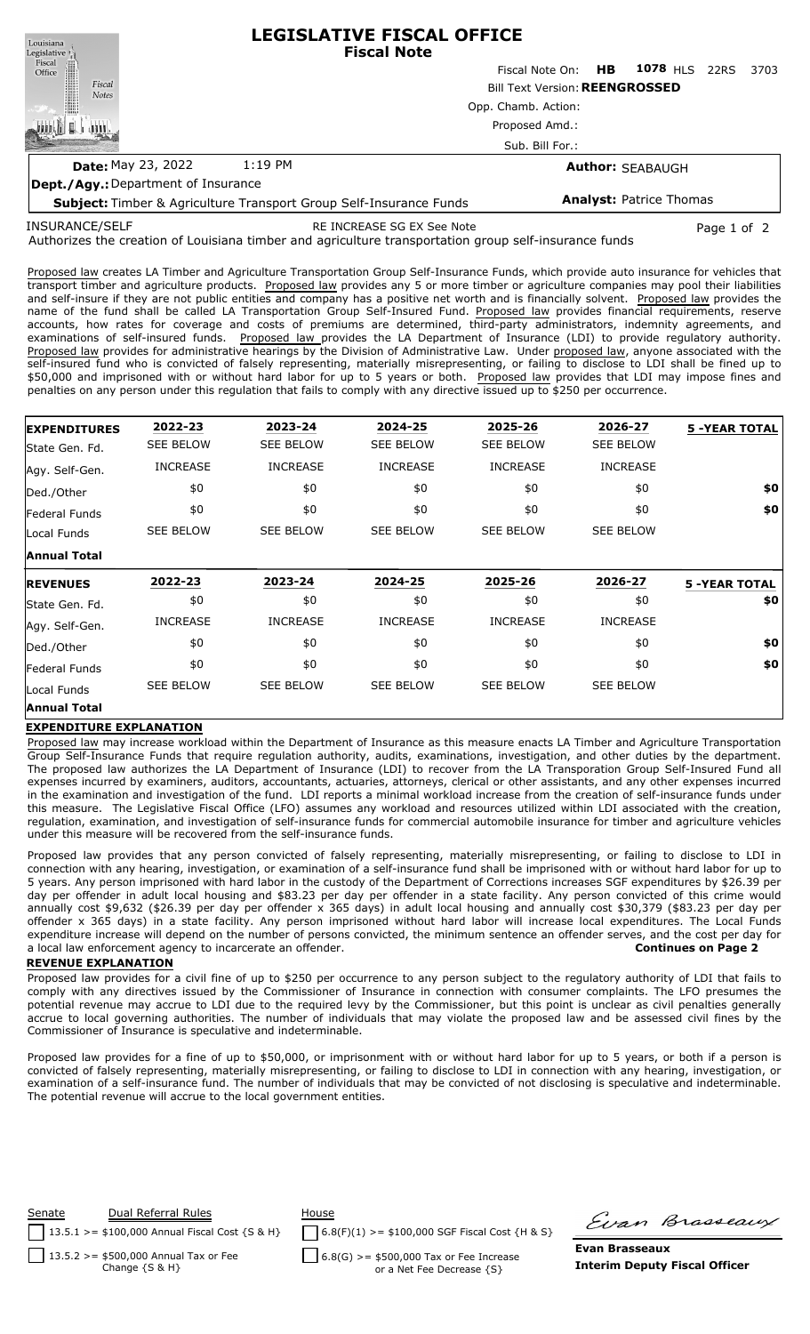# LEGISLATIVE FISCAL OFFICE

## Fiscal Note

Fiscal Note On: **HB 1078** HLS 22RS 3703

Bill Text Version: **REENGROSSED**

Opp. Chamb. Action:

Proposed Amd.:

Sub. Bill For.:

**Date:** May 23, 2022 1:19 PM

**Author:** SEABAUGH

**Dept./Agy.:** Department of Insurance

**Subject:** Timber & Agriculture Transport Group Self-Insurance Funds

**Analyst:** Patrice Thomas

INSURANCE/SELF RE INCREASE SG EX See Note

Authorizes the creation of Louisiana timber and agriculture transportation group self-insurance funds

Proposed law creates LA Timber and Agriculture Transportation Group Self-Insurance Funds, which provide auto insurance for vehicles that transport timber and agriculture products. Proposed law provides any 5 or more timber or agriculture companies may pool their liabilities and self-insure if they are not public entities and company has a positive net worth and is financially solvent. Proposed law provides the name of the fund shall be called LA Transportation Group Self-Insured Fund. Proposed law provides financial requirements, reserve accounts, how rates for coverage and costs of premiums are determined, third-party administrators, indemnity agreements, and examinations of self-insured funds. Proposed law provides the LA Department of Insurance (LDI) to provide regulatory authority. Proposed law provides for administrative hearings by the Division of Administrative Law. Under proposed law, anyone associated with the self-insured fund who is convicted of falsely representing, materially misrepresenting, or failing to disclose to LDI shall be fined up to $50,000 and imprisoned with or without hard labor for up to 5 years or both. Proposed law provides that LDI may impose fines and penalties on any person under this regulation that fails to comply with any directive issued up to $250 per occurrence.

| **EXPENDITURES** | 2022-23 | 2023-24 | 2024-25 | 2025-26 | 2026-27 | 5 -YEAR TOTAL |
|---|---|---|---|---|---|---|
| State Gen. Fd. | SEE BELOW | SEE BELOW | SEE BELOW | SEE BELOW | SEE BELOW | |
| Agy. Self-Gen. | INCREASE | INCREASE | INCREASE | INCREASE | INCREASE | |
| Ded./Other | $0 | $0 | $0 | $0 | $0 | $0 |
| Federal Funds | $0 | $0 | $0 | $0 | $0 | $0 |
| Local Funds | SEE BELOW | SEE BELOW | SEE BELOW | SEE BELOW | SEE BELOW | |
| **Annual Total** | | | | | | |

| **REVENUES** | 2022-23 | 2023-24 | 2024-25 | 2025-26 | 2026-27 | 5 -YEAR TOTAL |
|---|---|---|---|---|---|---|
| State Gen. Fd. | $0 | $0 | $0 | $0 | $0 | $0 |
| Agy. Self-Gen. | INCREASE | INCREASE | INCREASE | INCREASE | INCREASE | |
| Ded./Other | $0 | $0 | $0 | $0 | $0 | $0 |
| Federal Funds | $0 | $0 | $0 | $0 | $0 | $0 |
| Local Funds | SEE BELOW | SEE BELOW | SEE BELOW | SEE BELOW | SEE BELOW | |
| **Annual Total** | | | | | | |

## EXPENDITURE EXPLANATION

Proposed law may increase workload within the Department of Insurance as this measure enacts LA Timber and Agriculture Transportation Group Self-Insurance Funds that require regulation authority, audits, examinations, investigation, and other duties by the department. The proposed law authorizes the LA Department of Insurance (LDI) to recover from the LA Transporation Group Self-Insured Fund all expenses incurred by examiners, auditors, accountants, actuaries, attorneys, clerical or other assistants, and any other expenses incurred in the examination and investigation of the fund. LDI reports a minimal workload increase from the creation of self-insurance funds under this measure. The Legislative Fiscal Office (LFO) assumes any workload and resources utilized within LDI associated with the creation, regulation, examination, and investigation of self-insurance funds for commercial automobile insurance for timber and agriculture vehicles under this measure will be recovered from the self-insurance funds.

Proposed law provides that any person convicted of falsely representing, materially misrepresenting, or failing to disclose to LDI in connection with any hearing, investigation, or examination of a self-insurance fund shall be imprisoned with or without hard labor for up to 5 years. Any person imprisoned with hard labor in the custody of the Department of Corrections increases SGF expenditures by $26.39 per day per offender in adult local housing and $83.23 per day per offender in a state facility. Any person convicted of this crime would annually cost $9,632 ($26.39 per day per offender x 365 days) in adult local housing and annually cost $30,379 ($83.23 per day per offender x 365 days) in a state facility. Any person imprisoned without hard labor will increase local expenditures. The Local Funds expenditure increase will depend on the number of persons convicted, the minimum sentence an offender serves, and the cost per day for a local law enforcement agency to incarcerate an offender. **Continues on Page 2**

## REVENUE EXPLANATION

Proposed law provides for a civil fine of up to $250 per occurrence to any person subject to the regulatory authority of LDI that fails to comply with any directives issued by the Commissioner of Insurance in connection with consumer complaints. The LFO presumes the potential revenue may accrue to LDI due to the required levy by the Commissioner, but this point is unclear as civil penalties generally accrue to local governing authorities. The number of individuals that may violate the proposed law and be assessed civil fines by the Commissioner of Insurance is speculative and indeterminable.

Proposed law provides for a fine of up to $50,000, or imprisonment with or without hard labor for up to 5 years, or both if a person is convicted of falsely representing, materially misrepresenting, or failing to disclose to LDI in connection with any hearing, investigation, or examination of a self-insurance fund. The number of individuals that may be convicted of not disclosing is speculative and indeterminable. The potential revenue will accrue to the local government entities.

| Senate | Dual Referral Rules | House |
|---|---|---|
| ☐ 13.5.1 >= $100,000 Annual Fiscal Cost {S & H} | | ☐ 6.8(F)(1) >= $100,000 SGF Fiscal Cost {H & S} |
| ☐ 13.5.2 >= $500,000 Annual Tax or Fee Change {S & H} | | ☐ 6.8(G) >= $500,000 Tax or Fee Increase or a Net Fee Decrease {S} |

Evan Brasseaux

**Evan Brasseaux**

**Interim Deputy Fiscal Officer**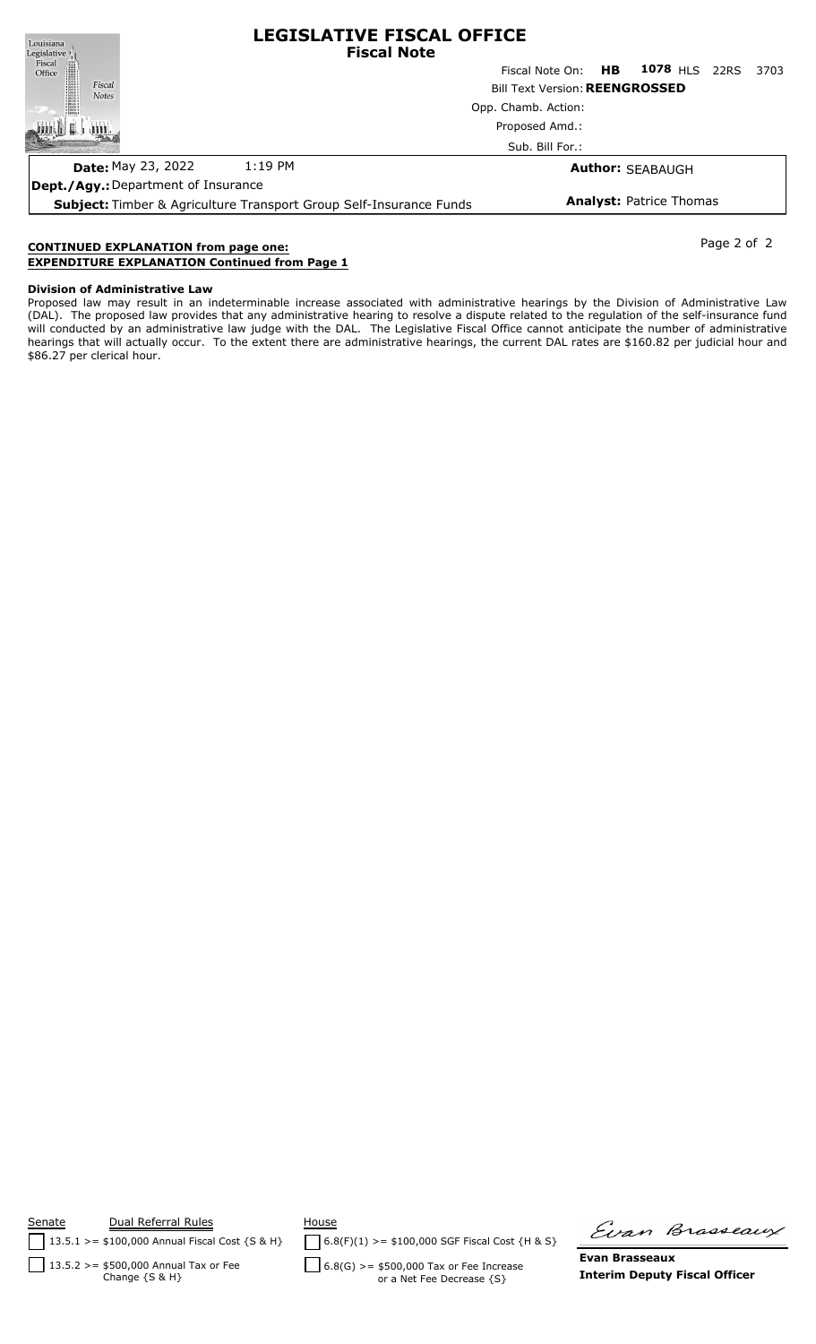# LEGISLATIVE FISCAL OFFICE
## Fiscal Note

Fiscal Note On: **HB 1078** HLS 22RS 3703

Bill Text Version: **REENGROSSED**

Opp. Chamb. Action:

Proposed Amd.:

Sub. Bill For.:

**Date:** May 23, 2022 1:19 PM

**Author:** SEABAUGH

**Dept./Agy.:** Department of Insurance

**Subject:** Timber & Agriculture Transport Group Self-Insurance Funds

**Analyst:** Patrice Thomas

**CONTINUED EXPLANATION from page one:**
**EXPENDITURE EXPLANATION Continued from Page 1**

**Division of Administrative Law**

Proposed law may result in an indeterminable increase associated with administrative hearings by the Division of Administrative Law (DAL). The proposed law provides that any administrative hearing to resolve a dispute related to the regulation of the self-insurance fund will conducted by an administrative law judge with the DAL. The Legislative Fiscal Office cannot anticipate the number of administrative hearings that will actually occur. To the extent there are administrative hearings, the current DAL rates are $160.82 per judicial hour and $86.27 per clerical hour.

| Senate | Dual Referral Rules | House |
|---|---|---|
| ☐ 13.5.1 >= $100,000 Annual Fiscal Cost {S & H} | | ☐ 6.8(F)(1) >= $100,000 SGF Fiscal Cost {H & S} |
| ☐ 13.5.2 >= $500,000 Annual Tax or Fee Change {S & H} | | ☐ 6.8(G) >= $500,000 Tax or Fee Increase or a Net Fee Decrease {S} |

**Evan Brasseaux**
**Interim Deputy Fiscal Officer**